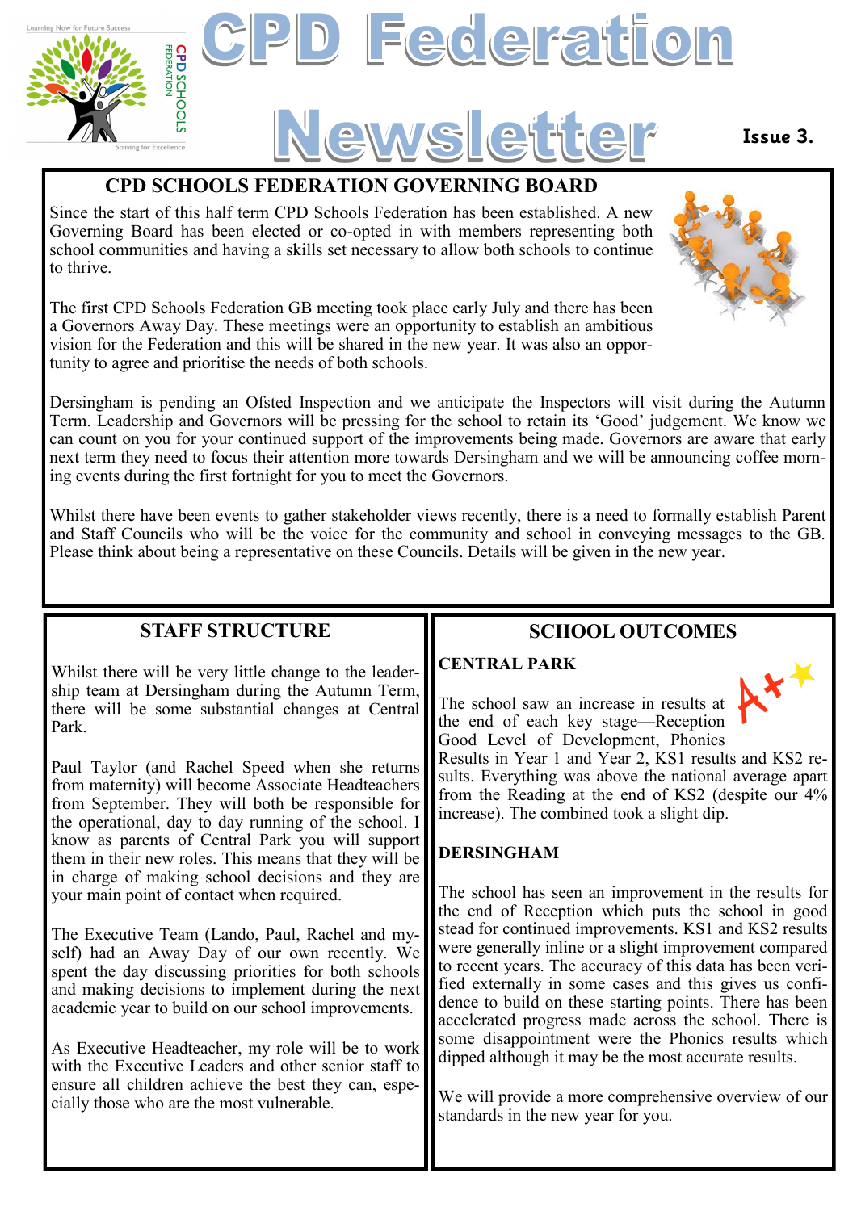# CPD Federation Newsletter

**Issue 3.**

## CPD SCHOOLS FEDERATION GOVERNING BOARD

Since the start of this half term CPD Schools Federation has been established. A new Governing Board has been elected or co-opted in with members representing both school communities and having a skills set necessary to allow both schools to continue to thrive.

The first CPD Schools Federation GB meeting took place early July and there has been a Governors Away Day. These meetings were an opportunity to establish an ambitious vision for the Federation and this will be shared in the new year. It was also an opportunity to agree and prioritise the needs of both schools.

Dersingham is pending an Ofsted Inspection and we anticipate the Inspectors will visit during the Autumn Term. Leadership and Governors will be pressing for the school to retain its 'Good' judgement. We know we can count on you for your continued support of the improvements being made. Governors are aware that early next term they need to focus their attention more towards Dersingham and we will be announcing coffee morning events during the first fortnight for you to meet the Governors.

Whilst there have been events to gather stakeholder views recently, there is a need to formally establish Parent and Staff Councils who will be the voice for the community and school in conveying messages to the GB. Please think about being a representative on these Councils. Details will be given in the new year.

## STAFF STRUCTURE

Whilst there will be very little change to the leadership team at Dersingham during the Autumn Term, there will be some substantial changes at Central Park.

Paul Taylor (and Rachel Speed when she returns from maternity) will become Associate Headteachers from September. They will both be responsible for the operational, day to day running of the school. I know as parents of Central Park you will support them in their new roles. This means that they will be in charge of making school decisions and they are your main point of contact when required.

The Executive Team (Lando, Paul, Rachel and myself) had an Away Day of our own recently. We spent the day discussing priorities for both schools and making decisions to implement during the next academic year to build on our school improvements.

As Executive Headteacher, my role will be to work with the Executive Leaders and other senior staff to ensure all children achieve the best they can, especially those who are the most vulnerable.

## SCHOOL OUTCOMES

### CENTRAL PARK

The school saw an increase in results at the end of each key stage—Reception Good Level of Development, Phonics Results in Year 1 and Year 2, KS1 results and KS2 results. Everything was above the national average apart from the Reading at the end of KS2 (despite our 4% increase). The combined took a slight dip.

### DERSINGHAM

The school has seen an improvement in the results for the end of Reception which puts the school in good stead for continued improvements. KS1 and KS2 results were generally inline or a slight improvement compared to recent years. The accuracy of this data has been verified externally in some cases and this gives us confidence to build on these starting points. There has been accelerated progress made across the school. There is some disappointment were the Phonics results which dipped although it may be the most accurate results.

We will provide a more comprehensive overview of our standards in the new year for you.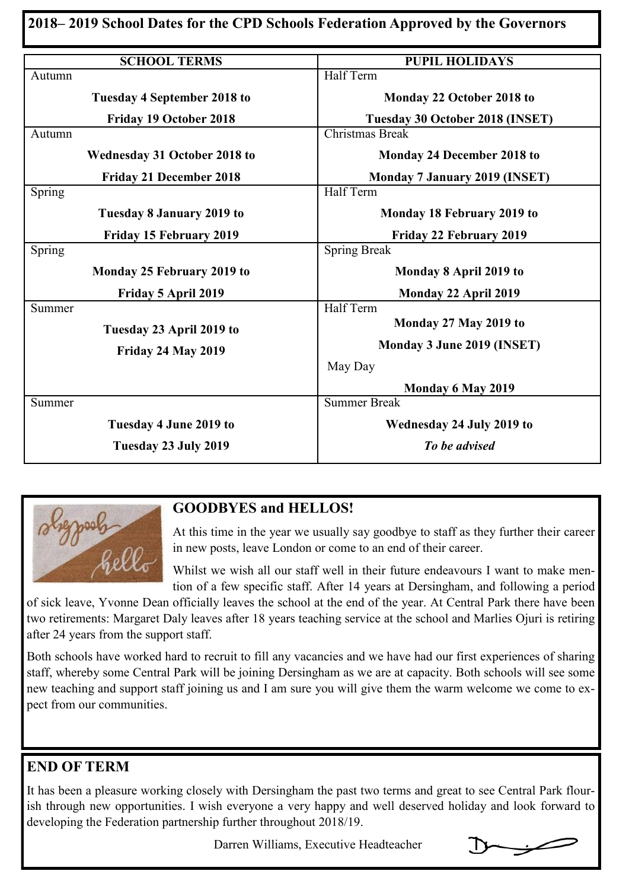## 2018– 2019 School Dates for the CPD Schools Federation Approved by the Governors

| SCHOOL TERMS | PUPIL HOLIDAYS |
|---|---|
| Autumn<br>**Tuesday 4 September 2018 to**<br>**Friday 19 October 2018** | Half Term<br>**Monday 22 October 2018 to**<br>**Tuesday 30 October 2018 (INSET)** |
| Autumn<br>**Wednesday 31 October 2018 to**<br>**Friday 21 December 2018** | Christmas Break<br>**Monday 24 December 2018 to**<br>**Monday 7 January 2019 (INSET)** |
| Spring<br>**Tuesday 8 January 2019 to**<br>**Friday 15 February 2019** | Half Term<br>**Monday 18 February 2019 to**<br>**Friday 22 February 2019** |
| Spring<br>**Monday 25 February 2019 to**<br>**Friday 5 April 2019** | Spring Break<br>**Monday 8 April 2019 to**<br>**Monday 22 April 2019** |
| Summer<br>**Tuesday 23 April 2019 to**<br>**Friday 24 May 2019** | Half Term<br>**Monday 27 May 2019 to**<br>**Monday 3 June 2019 (INSET)**<br>May Day<br>**Monday 6 May 2019** |
| Summer<br>**Tuesday 4 June 2019 to**<br>**Tuesday 23 July 2019** | Summer Break<br>**Wednesday 24 July 2019 to**<br>***To be advised*** |

## GOODBYES and HELLOS!

At this time in the year we usually say goodbye to staff as they further their career in new posts, leave London or come to an end of their career.

Whilst we wish all our staff well in their future endeavours I want to make mention of a few specific staff. After 14 years at Dersingham, and following a period of sick leave, Yvonne Dean officially leaves the school at the end of the year. At Central Park there have been two retirements: Margaret Daly leaves after 18 years teaching service at the school and Marlies Ojuri is retiring after 24 years from the support staff.

Both schools have worked hard to recruit to fill any vacancies and we have had our first experiences of sharing staff, whereby some Central Park will be joining Dersingham as we are at capacity. Both schools will see some new teaching and support staff joining us and I am sure you will give them the warm welcome we come to expect from our communities.

## END OF TERM

It has been a pleasure working closely with Dersingham the past two terms and great to see Central Park flourish through new opportunities. I wish everyone a very happy and well deserved holiday and look forward to developing the Federation partnership further throughout 2018/19.

Darren Williams, Executive Headteacher